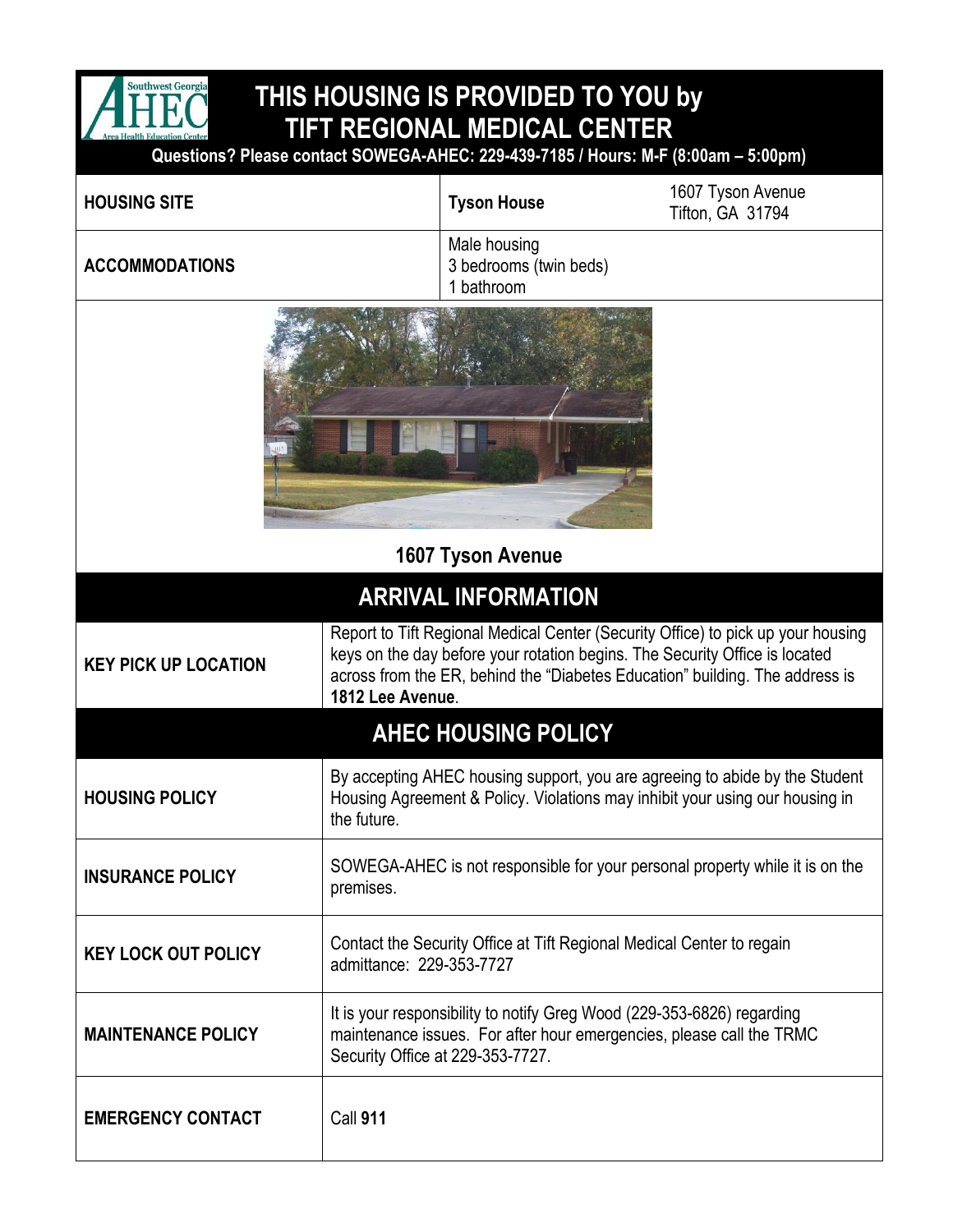# THIS HOUSING IS PROVIDED TO YOU by TIFT REGIONAL MEDICAL CENTER

**Questions? Please contact SOWEGA-AHEC: 229-439-7185 / Hours: M-F (8:00am – 5:00pm)**

| | | |
|---|---|---|
| **HOUSING SITE** | **Tyson House** | 1607 Tyson Avenue<br>Tifton, GA 31794 |
| **ACCOMMODATIONS** | Male housing<br>3 bedrooms (twin beds)<br>1 bathroom | |

**1607 Tyson Avenue**

## ARRIVAL INFORMATION

| | |
|---|---|
| **KEY PICK UP LOCATION** | Report to Tift Regional Medical Center (Security Office) to pick up your housing keys on the day before your rotation begins. The Security Office is located across from the ER, behind the "Diabetes Education" building. The address is **1812 Lee Avenue**. |

## AHEC HOUSING POLICY

| | |
|---|---|
| **HOUSING POLICY** | By accepting AHEC housing support, you are agreeing to abide by the Student Housing Agreement & Policy. Violations may inhibit your using our housing in the future. |
| **INSURANCE POLICY** | SOWEGA-AHEC is not responsible for your personal property while it is on the premises. |
| **KEY LOCK OUT POLICY** | Contact the Security Office at Tift Regional Medical Center to regain admittance: 229-353-7727 |
| **MAINTENANCE POLICY** | It is your responsibility to notify Greg Wood (229-353-6826) regarding maintenance issues. For after hour emergencies, please call the TRMC Security Office at 229-353-7727. |
| **EMERGENCY CONTACT** | Call **911** |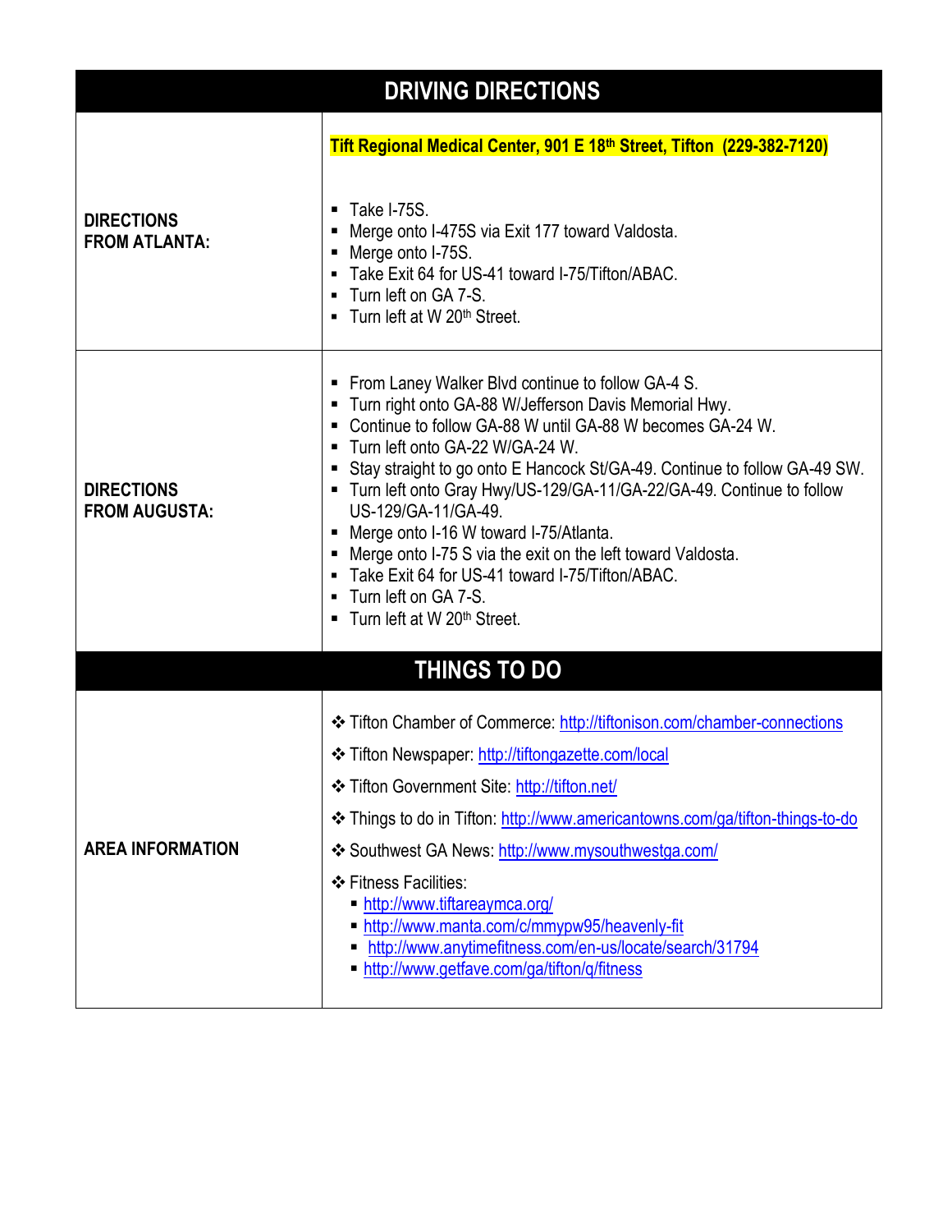## DRIVING DIRECTIONS

| | |
|---|---|
| **DIRECTIONS FROM ATLANTA:** | **Tift Regional Medical Center, 901 E 18th Street, Tifton (229-382-7120)**<br><br>▪ Take I-75S.<br>▪ Merge onto I-475S via Exit 177 toward Valdosta.<br>▪ Merge onto I-75S.<br>▪ Take Exit 64 for US-41 toward I-75/Tifton/ABAC.<br>▪ Turn left on GA 7-S.<br>▪ Turn left at W 20th Street. |
| **DIRECTIONS FROM AUGUSTA:** | ▪ From Laney Walker Blvd continue to follow GA-4 S.<br>▪ Turn right onto GA-88 W/Jefferson Davis Memorial Hwy.<br>▪ Continue to follow GA-88 W until GA-88 W becomes GA-24 W.<br>▪ Turn left onto GA-22 W/GA-24 W.<br>▪ Stay straight to go onto E Hancock St/GA-49. Continue to follow GA-49 SW.<br>▪ Turn left onto Gray Hwy/US-129/GA-11/GA-22/GA-49. Continue to follow US-129/GA-11/GA-49.<br>▪ Merge onto I-16 W toward I-75/Atlanta.<br>▪ Merge onto I-75 S via the exit on the left toward Valdosta.<br>▪ Take Exit 64 for US-41 toward I-75/Tifton/ABAC.<br>▪ Turn left on GA 7-S.<br>▪ Turn left at W 20th Street. |

## THINGS TO DO

| | |
|---|---|
| **AREA INFORMATION** | ❖ Tifton Chamber of Commerce: http://tiftonison.com/chamber-connections<br>❖ Tifton Newspaper: http://tiftongazette.com/local<br>❖ Tifton Government Site: http://tifton.net/<br>❖ Things to do in Tifton: http://www.americantowns.com/ga/tifton-things-to-do<br>❖ Southwest GA News: http://www.mysouthwestga.com/<br>❖ Fitness Facilities:<br>▪ http://www.tiftareaymca.org/<br>▪ http://www.manta.com/c/mmypw95/heavenly-fit<br>▪ http://www.anytimefitness.com/en-us/locate/search/31794<br>▪ http://www.getfave.com/ga/tifton/q/fitness |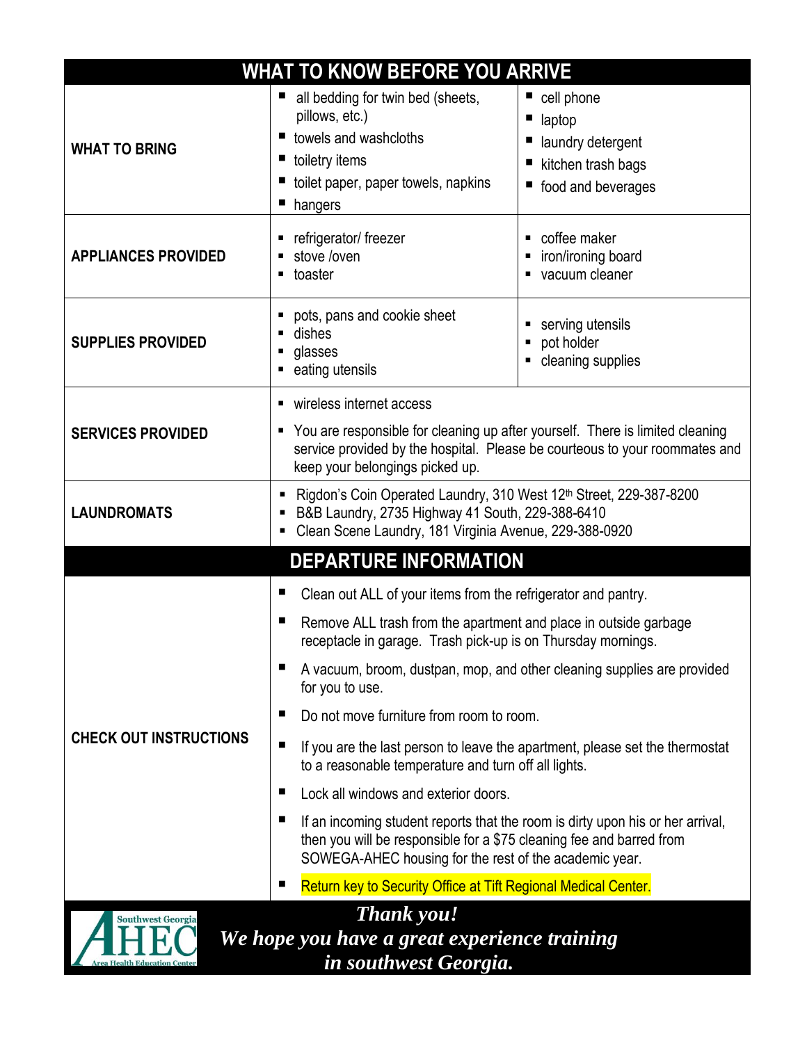## WHAT TO KNOW BEFORE YOU ARRIVE

| | | |
|---|---|---|
| **WHAT TO BRING** | ▪ all bedding for twin bed (sheets, pillows, etc.)<br>▪ towels and washcloths<br>▪ toiletry items<br>▪ toilet paper, paper towels, napkins<br>▪ hangers | ▪ cell phone<br>▪ laptop<br>▪ laundry detergent<br>▪ kitchen trash bags<br>▪ food and beverages |
| **APPLIANCES PROVIDED** | ▪ refrigerator/ freezer<br>▪ stove /oven<br>▪ toaster | ▪ coffee maker<br>▪ iron/ironing board<br>▪ vacuum cleaner |
| **SUPPLIES PROVIDED** | ▪ pots, pans and cookie sheet<br>▪ dishes<br>▪ glasses<br>▪ eating utensils | ▪ serving utensils<br>▪ pot holder<br>▪ cleaning supplies |
| **SERVICES PROVIDED** | ▪ wireless internet access<br>▪ You are responsible for cleaning up after yourself. There is limited cleaning service provided by the hospital. Please be courteous to your roommates and keep your belongings picked up. | |
| **LAUNDROMATS** | ▪ Rigdon's Coin Operated Laundry, 310 West 12th Street, 229-387-8200<br>▪ B&B Laundry, 2735 Highway 41 South, 229-388-6410<br>▪ Clean Scene Laundry, 181 Virginia Avenue, 229-388-0920 | |

## DEPARTURE INFORMATION

| | |
|---|---|
| **CHECK OUT INSTRUCTIONS** | ▪ Clean out ALL of your items from the refrigerator and pantry.<br>▪ Remove ALL trash from the apartment and place in outside garbage receptacle in garage. Trash pick-up is on Thursday mornings.<br>▪ A vacuum, broom, dustpan, mop, and other cleaning supplies are provided for you to use.<br>▪ Do not move furniture from room to room.<br>▪ If you are the last person to leave the apartment, please set the thermostat to a reasonable temperature and turn off all lights.<br>▪ Lock all windows and exterior doors.<br>▪ If an incoming student reports that the room is dirty upon his or her arrival, then you will be responsible for a $75 cleaning fee and barred from SOWEGA-AHEC housing for the rest of the academic year.<br>▪ Return key to Security Office at Tift Regional Medical Center. |

Southwest Georgia AHEC Area Health Education Center

***Thank you!***
***We hope you have a great experience training in southwest Georgia.***